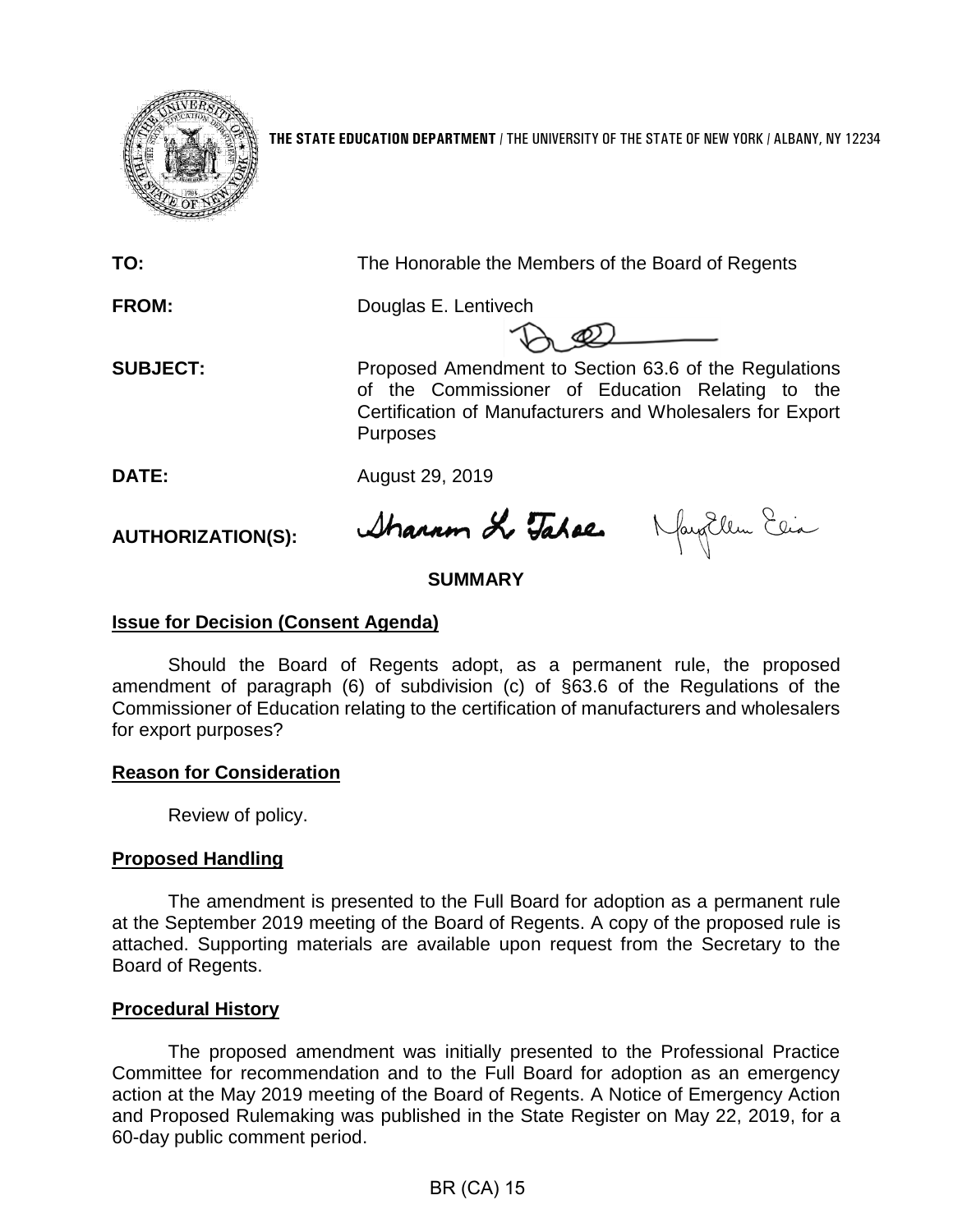**THE STATE EDUCATION DEPARTMENT** / THE UNIVERSITY OF THE STATE OF NEW YORK / ALBANY, NY 12234

**TO:** The Honorable the Members of the Board of Regents

**FROM:** Douglas E. Lentivech

**SUBJECT:** Proposed Amendment to Section 63.6 of the Regulations of the Commissioner of Education Relating to the Certification of Manufacturers and Wholesalers for Export Purposes

**DATE:** August 29, 2019

**AUTHORIZATION(S):**

## SUMMARY

### Issue for Decision (Consent Agenda)

Should the Board of Regents adopt, as a permanent rule, the proposed amendment of paragraph (6) of subdivision (c) of §63.6 of the Regulations of the Commissioner of Education relating to the certification of manufacturers and wholesalers for export purposes?

### Reason for Consideration

Review of policy.

### Proposed Handling

The amendment is presented to the Full Board for adoption as a permanent rule at the September 2019 meeting of the Board of Regents. A copy of the proposed rule is attached. Supporting materials are available upon request from the Secretary to the Board of Regents.

### Procedural History

The proposed amendment was initially presented to the Professional Practice Committee for recommendation and to the Full Board for adoption as an emergency action at the May 2019 meeting of the Board of Regents. A Notice of Emergency Action and Proposed Rulemaking was published in the State Register on May 22, 2019, for a 60-day public comment period.

BR (CA) 15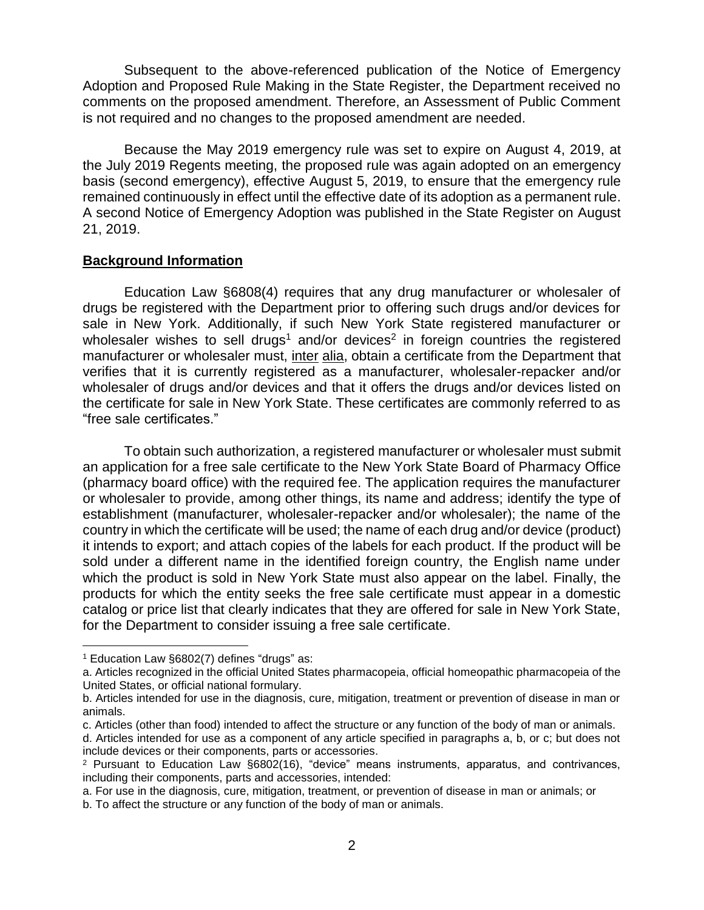Subsequent to the above-referenced publication of the Notice of Emergency Adoption and Proposed Rule Making in the State Register, the Department received no comments on the proposed amendment. Therefore, an Assessment of Public Comment is not required and no changes to the proposed amendment are needed.

Because the May 2019 emergency rule was set to expire on August 4, 2019, at the July 2019 Regents meeting, the proposed rule was again adopted on an emergency basis (second emergency), effective August 5, 2019, to ensure that the emergency rule remained continuously in effect until the effective date of its adoption as a permanent rule. A second Notice of Emergency Adoption was published in the State Register on August 21, 2019.

**Background Information**

Education Law §6808(4) requires that any drug manufacturer or wholesaler of drugs be registered with the Department prior to offering such drugs and/or devices for sale in New York. Additionally, if such New York State registered manufacturer or wholesaler wishes to sell drugs[1] and/or devices[2] in foreign countries the registered manufacturer or wholesaler must, inter alia, obtain a certificate from the Department that verifies that it is currently registered as a manufacturer, wholesaler-repacker and/or wholesaler of drugs and/or devices and that it offers the drugs and/or devices listed on the certificate for sale in New York State. These certificates are commonly referred to as "free sale certificates."

To obtain such authorization, a registered manufacturer or wholesaler must submit an application for a free sale certificate to the New York State Board of Pharmacy Office (pharmacy board office) with the required fee. The application requires the manufacturer or wholesaler to provide, among other things, its name and address; identify the type of establishment (manufacturer, wholesaler-repacker and/or wholesaler); the name of the country in which the certificate will be used; the name of each drug and/or device (product) it intends to export; and attach copies of the labels for each product. If the product will be sold under a different name in the identified foreign country, the English name under which the product is sold in New York State must also appear on the label. Finally, the products for which the entity seeks the free sale certificate must appear in a domestic catalog or price list that clearly indicates that they are offered for sale in New York State, for the Department to consider issuing a free sale certificate.

---

[1] Education Law §6802(7) defines "drugs" as:
a. Articles recognized in the official United States pharmacopeia, official homeopathic pharmacopeia of the United States, or official national formulary.
b. Articles intended for use in the diagnosis, cure, mitigation, treatment or prevention of disease in man or animals.
c. Articles (other than food) intended to affect the structure or any function of the body of man or animals.
d. Articles intended for use as a component of any article specified in paragraphs a, b, or c; but does not include devices or their components, parts or accessories.

[2] Pursuant to Education Law §6802(16), "device" means instruments, apparatus, and contrivances, including their components, parts and accessories, intended:
a. For use in the diagnosis, cure, mitigation, treatment, or prevention of disease in man or animals; or
b. To affect the structure or any function of the body of man or animals.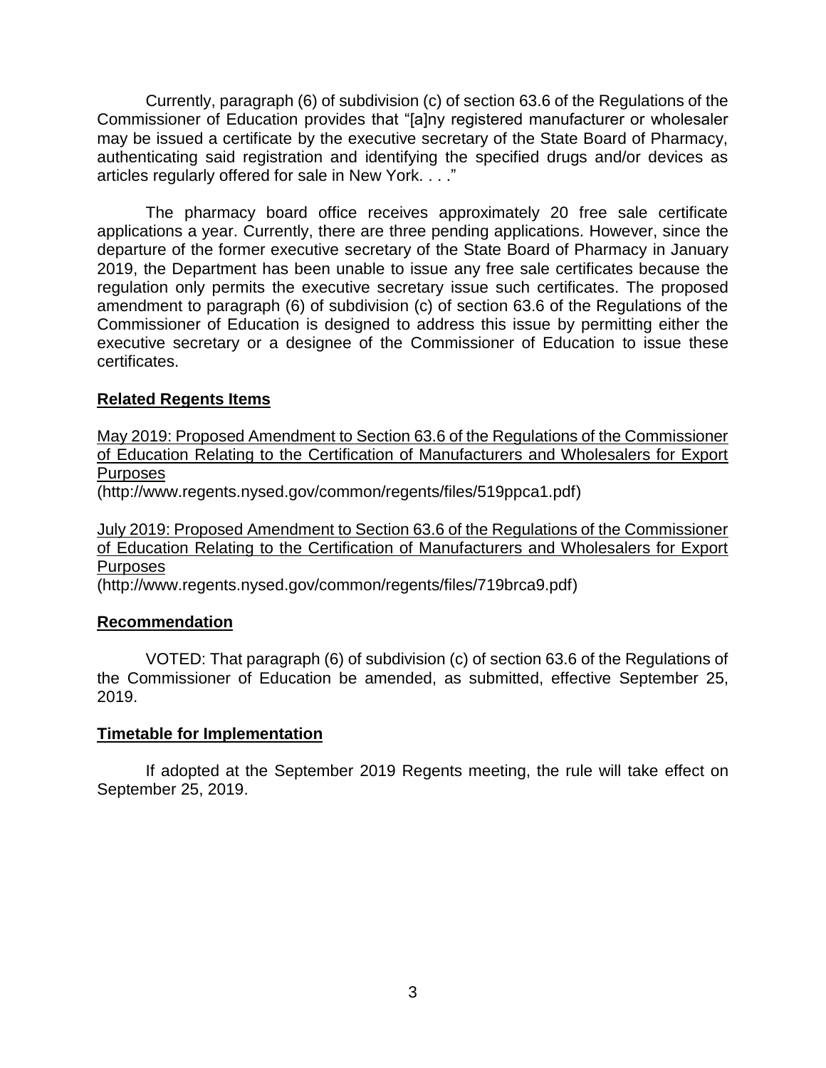Currently, paragraph (6) of subdivision (c) of section 63.6 of the Regulations of the Commissioner of Education provides that "[a]ny registered manufacturer or wholesaler may be issued a certificate by the executive secretary of the State Board of Pharmacy, authenticating said registration and identifying the specified drugs and/or devices as articles regularly offered for sale in New York. . . ."

The pharmacy board office receives approximately 20 free sale certificate applications a year. Currently, there are three pending applications. However, since the departure of the former executive secretary of the State Board of Pharmacy in January 2019, the Department has been unable to issue any free sale certificates because the regulation only permits the executive secretary issue such certificates. The proposed amendment to paragraph (6) of subdivision (c) of section 63.6 of the Regulations of the Commissioner of Education is designed to address this issue by permitting either the executive secretary or a designee of the Commissioner of Education to issue these certificates.

## Related Regents Items

May 2019: Proposed Amendment to Section 63.6 of the Regulations of the Commissioner of Education Relating to the Certification of Manufacturers and Wholesalers for Export Purposes
(http://www.regents.nysed.gov/common/regents/files/519ppca1.pdf)

July 2019: Proposed Amendment to Section 63.6 of the Regulations of the Commissioner of Education Relating to the Certification of Manufacturers and Wholesalers for Export Purposes
(http://www.regents.nysed.gov/common/regents/files/719brca9.pdf)

## Recommendation

VOTED: That paragraph (6) of subdivision (c) of section 63.6 of the Regulations of the Commissioner of Education be amended, as submitted, effective September 25, 2019.

## Timetable for Implementation

If adopted at the September 2019 Regents meeting, the rule will take effect on September 25, 2019.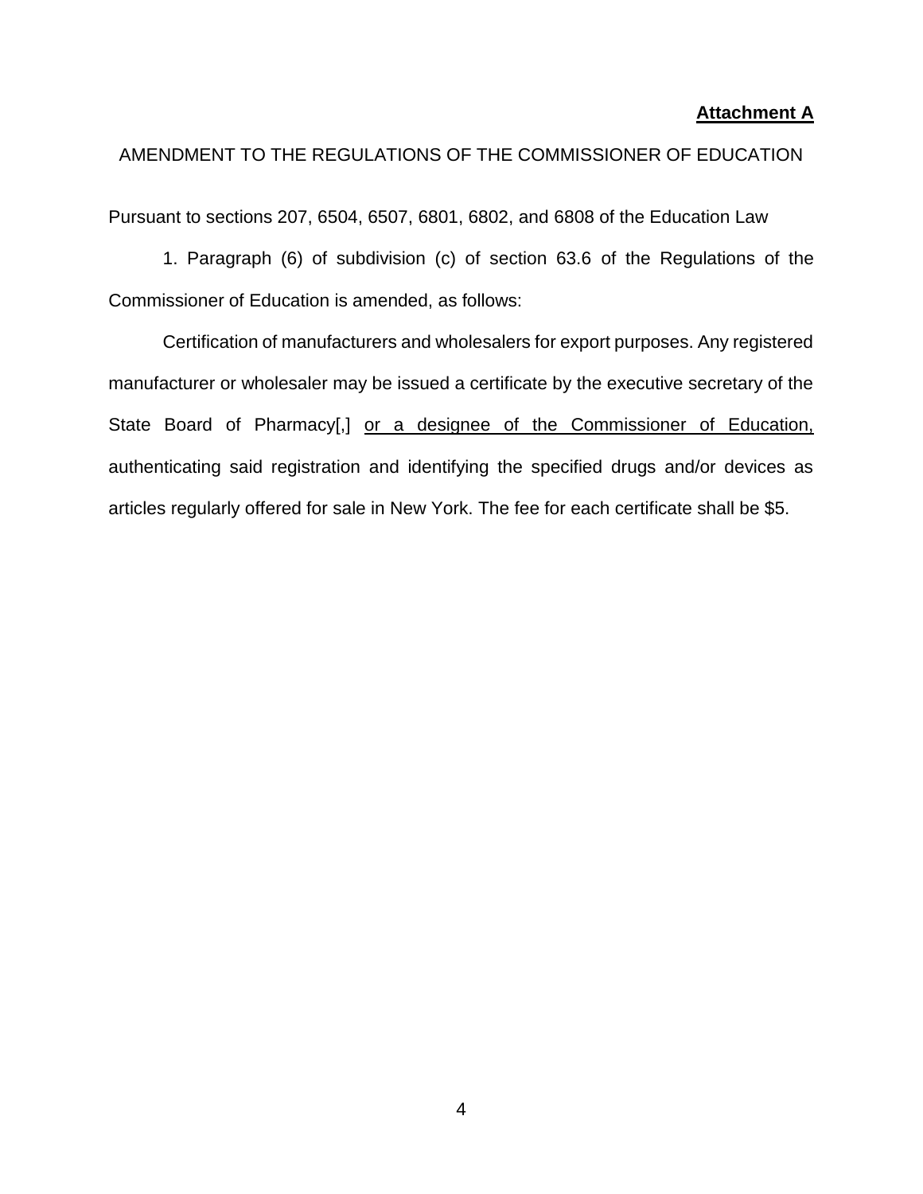**Attachment A**

AMENDMENT TO THE REGULATIONS OF THE COMMISSIONER OF EDUCATION

Pursuant to sections 207, 6504, 6507, 6801, 6802, and 6808 of the Education Law

1. Paragraph (6) of subdivision (c) of section 63.6 of the Regulations of the Commissioner of Education is amended, as follows:

Certification of manufacturers and wholesalers for export purposes. Any registered manufacturer or wholesaler may be issued a certificate by the executive secretary of the State Board of Pharmacy[,] <u>or a designee of the Commissioner of Education,</u> authenticating said registration and identifying the specified drugs and/or devices as articles regularly offered for sale in New York. The fee for each certificate shall be $5.